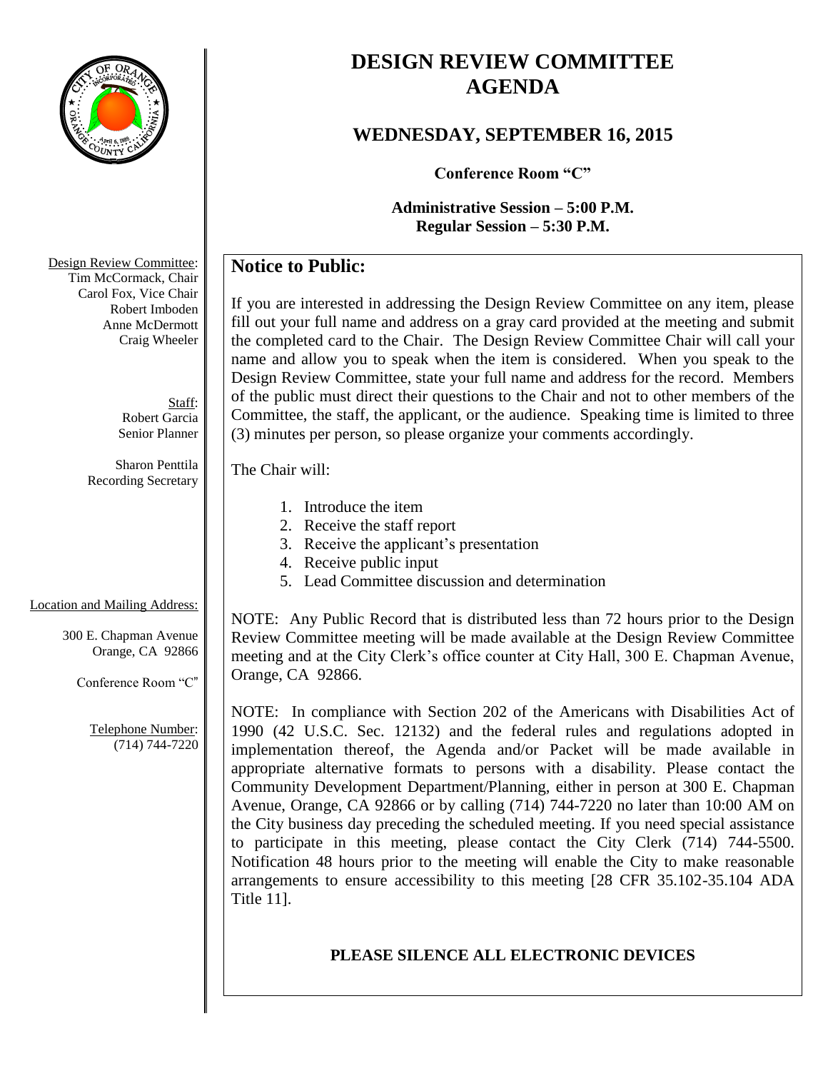# DESIGN REVIEW COMMITTEE AGENDA

## WEDNESDAY, SEPTEMBER 16, 2015

**Conference Room "C"**

**Administrative Session – 5:00 P.M.**
**Regular Session – 5:30 P.M.**

Design Review Committee:
Tim McCormack, Chair
Carol Fox, Vice Chair
Robert Imboden
Anne McDermott
Craig Wheeler

Staff:
Robert Garcia
Senior Planner

Sharon Penttila
Recording Secretary

Location and Mailing Address:

300 E. Chapman Avenue
Orange, CA 92866

Conference Room "C"

Telephone Number:
(714) 744-7220

## Notice to Public:

If you are interested in addressing the Design Review Committee on any item, please fill out your full name and address on a gray card provided at the meeting and submit the completed card to the Chair. The Design Review Committee Chair will call your name and allow you to speak when the item is considered. When you speak to the Design Review Committee, state your full name and address for the record. Members of the public must direct their questions to the Chair and not to other members of the Committee, the staff, the applicant, or the audience. Speaking time is limited to three (3) minutes per person, so please organize your comments accordingly.

The Chair will:

1. Introduce the item
2. Receive the staff report
3. Receive the applicant's presentation
4. Receive public input
5. Lead Committee discussion and determination

NOTE: Any Public Record that is distributed less than 72 hours prior to the Design Review Committee meeting will be made available at the Design Review Committee meeting and at the City Clerk's office counter at City Hall, 300 E. Chapman Avenue, Orange, CA 92866.

NOTE: In compliance with Section 202 of the Americans with Disabilities Act of 1990 (42 U.S.C. Sec. 12132) and the federal rules and regulations adopted in implementation thereof, the Agenda and/or Packet will be made available in appropriate alternative formats to persons with a disability. Please contact the Community Development Department/Planning, either in person at 300 E. Chapman Avenue, Orange, CA 92866 or by calling (714) 744-7220 no later than 10:00 AM on the City business day preceding the scheduled meeting. If you need special assistance to participate in this meeting, please contact the City Clerk (714) 744-5500. Notification 48 hours prior to the meeting will enable the City to make reasonable arrangements to ensure accessibility to this meeting [28 CFR 35.102-35.104 ADA Title 11].

**PLEASE SILENCE ALL ELECTRONIC DEVICES**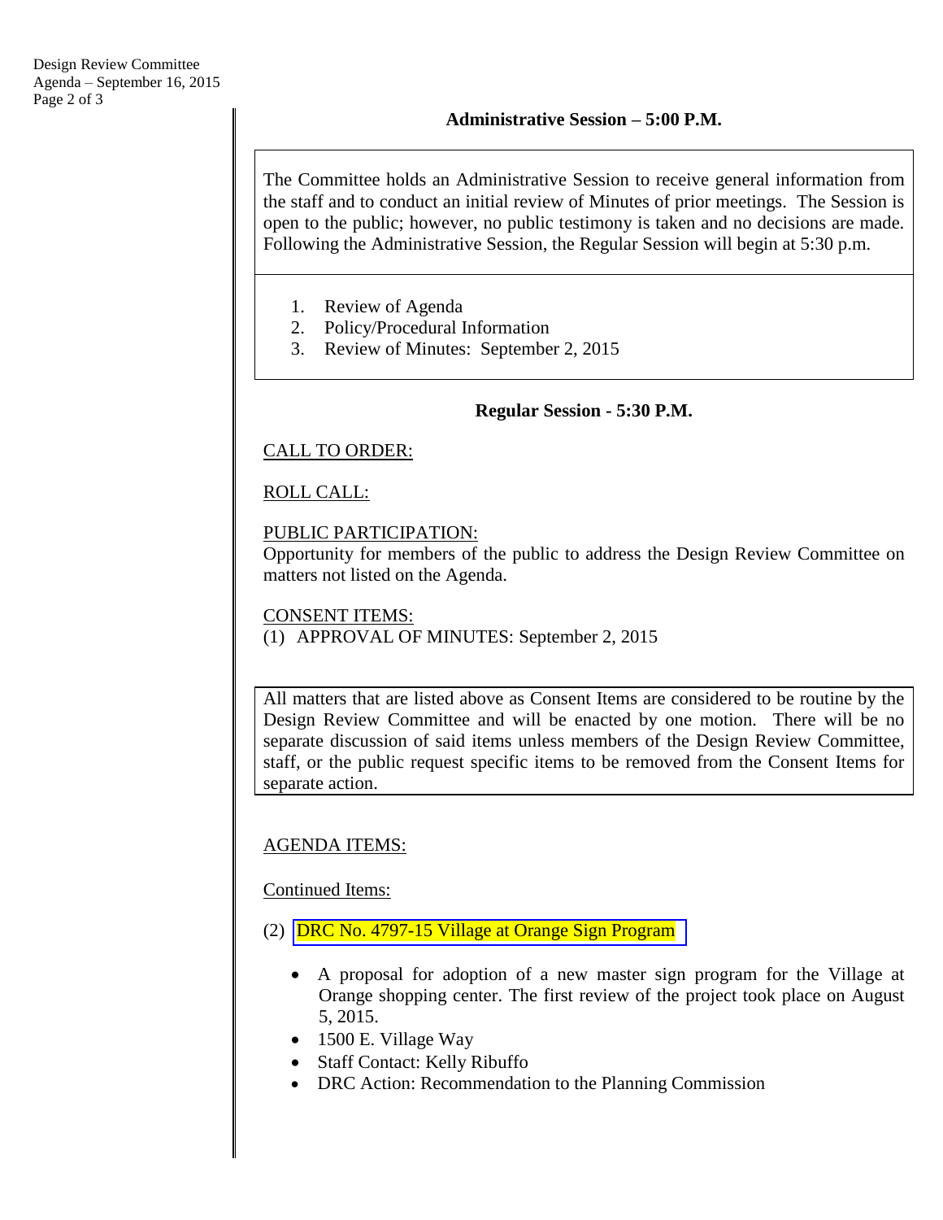## Administrative Session – 5:00 P.M.

The Committee holds an Administrative Session to receive general information from the staff and to conduct an initial review of Minutes of prior meetings. The Session is open to the public; however, no public testimony is taken and no decisions are made. Following the Administrative Session, the Regular Session will begin at 5:30 p.m.

1. Review of Agenda
2. Policy/Procedural Information
3. Review of Minutes: September 2, 2015

## Regular Session - 5:30 P.M.

CALL TO ORDER:

ROLL CALL:

PUBLIC PARTICIPATION:
Opportunity for members of the public to address the Design Review Committee on matters not listed on the Agenda.

CONSENT ITEMS:
(1) APPROVAL OF MINUTES: September 2, 2015

All matters that are listed above as Consent Items are considered to be routine by the Design Review Committee and will be enacted by one motion. There will be no separate discussion of said items unless members of the Design Review Committee, staff, or the public request specific items to be removed from the Consent Items for separate action.

AGENDA ITEMS:

Continued Items:

(2) DRC No. 4797-15 Village at Orange Sign Program

- A proposal for adoption of a new master sign program for the Village at Orange shopping center. The first review of the project took place on August 5, 2015.
- 1500 E. Village Way
- Staff Contact: Kelly Ribuffo
- DRC Action: Recommendation to the Planning Commission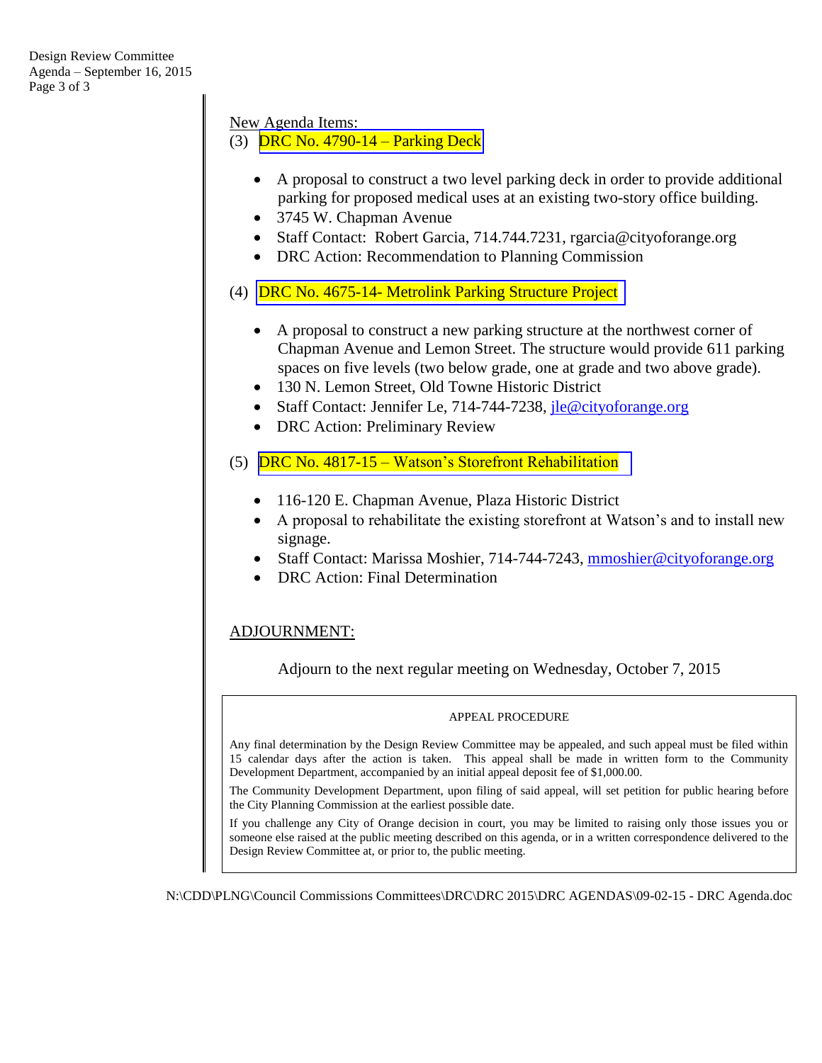New Agenda Items:

(3) DRC No. 4790-14 – Parking Deck

- A proposal to construct a two level parking deck in order to provide additional parking for proposed medical uses at an existing two-story office building.
- 3745 W. Chapman Avenue
- Staff Contact: Robert Garcia, 714.744.7231, rgarcia@cityoforange.org
- DRC Action: Recommendation to Planning Commission

(4) DRC No. 4675-14- Metrolink Parking Structure Project

- A proposal to construct a new parking structure at the northwest corner of Chapman Avenue and Lemon Street. The structure would provide 611 parking spaces on five levels (two below grade, one at grade and two above grade).
- 130 N. Lemon Street, Old Towne Historic District
- Staff Contact: Jennifer Le, 714-744-7238, jle@cityoforange.org
- DRC Action: Preliminary Review

(5) DRC No. 4817-15 – Watson's Storefront Rehabilitation

- 116-120 E. Chapman Avenue, Plaza Historic District
- A proposal to rehabilitate the existing storefront at Watson's and to install new signage.
- Staff Contact: Marissa Moshier, 714-744-7243, mmoshier@cityoforange.org
- DRC Action: Final Determination

ADJOURNMENT:

Adjourn to the next regular meeting on Wednesday, October 7, 2015

APPEAL PROCEDURE

Any final determination by the Design Review Committee may be appealed, and such appeal must be filed within 15 calendar days after the action is taken. This appeal shall be made in written form to the Community Development Department, accompanied by an initial appeal deposit fee of $1,000.00.

The Community Development Department, upon filing of said appeal, will set petition for public hearing before the City Planning Commission at the earliest possible date.

If you challenge any City of Orange decision in court, you may be limited to raising only those issues you or someone else raised at the public meeting described on this agenda, or in a written correspondence delivered to the Design Review Committee at, or prior to, the public meeting.

N:\CDD\PLNG\Council Commissions Committees\DRC\DRC 2015\DRC AGENDAS\09-02-15 - DRC Agenda.doc